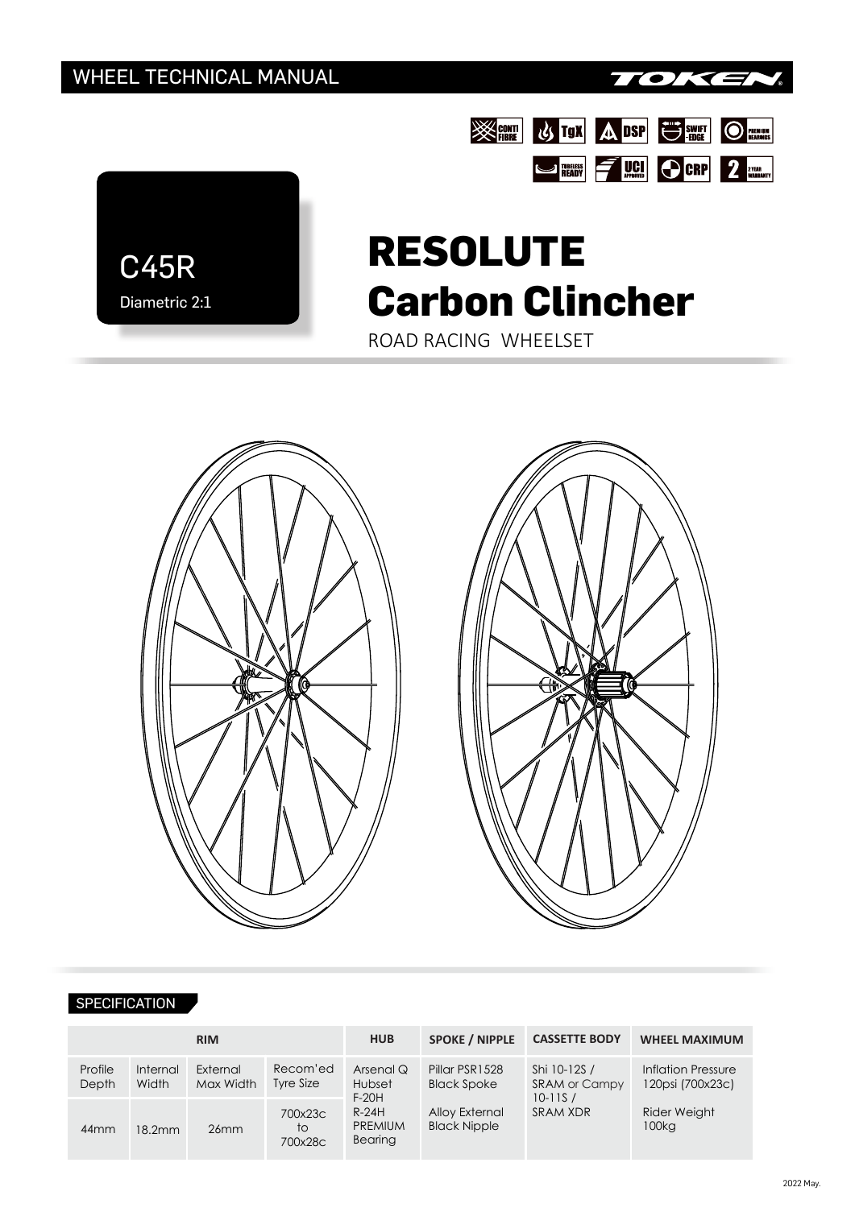WHEEL TECHNICAL MANUAL

TOKEN

CONTI FIBRE | TgX | DSP | SWIFT -EDGE | PREMIUM BEARINGS
TUBELESS READY | UCI APPROVED | CRP | 2 YEAR WARRANTY

C45R

Diametric 2:1

# RESOLUTE Carbon Clincher

ROAD RACING WHEELSET

## SPECIFICATION

| RIM | | | | HUB | SPOKE / NIPPLE | CASSETTE BODY | WHEEL MAXIMUM |
|---|---|---|---|---|---|---|---|
| Profile Depth | Internal Width | External Max Width | Recom'ed Tyre Size | Arsenal Q Hubset F-20H R-24H PREMIUM Bearing | Pillar PSR1528 Black Spoke<br>Alloy External Black Nipple | Shi 10-12S / SRAM or Campy 10-11S / SRAM XDR | Inflation Pressure 120psi (700x23c)<br>Rider Weight 100kg |
| 44mm | 18.2mm | 26mm | 700x23c to 700x28c | | | | |

2022 May.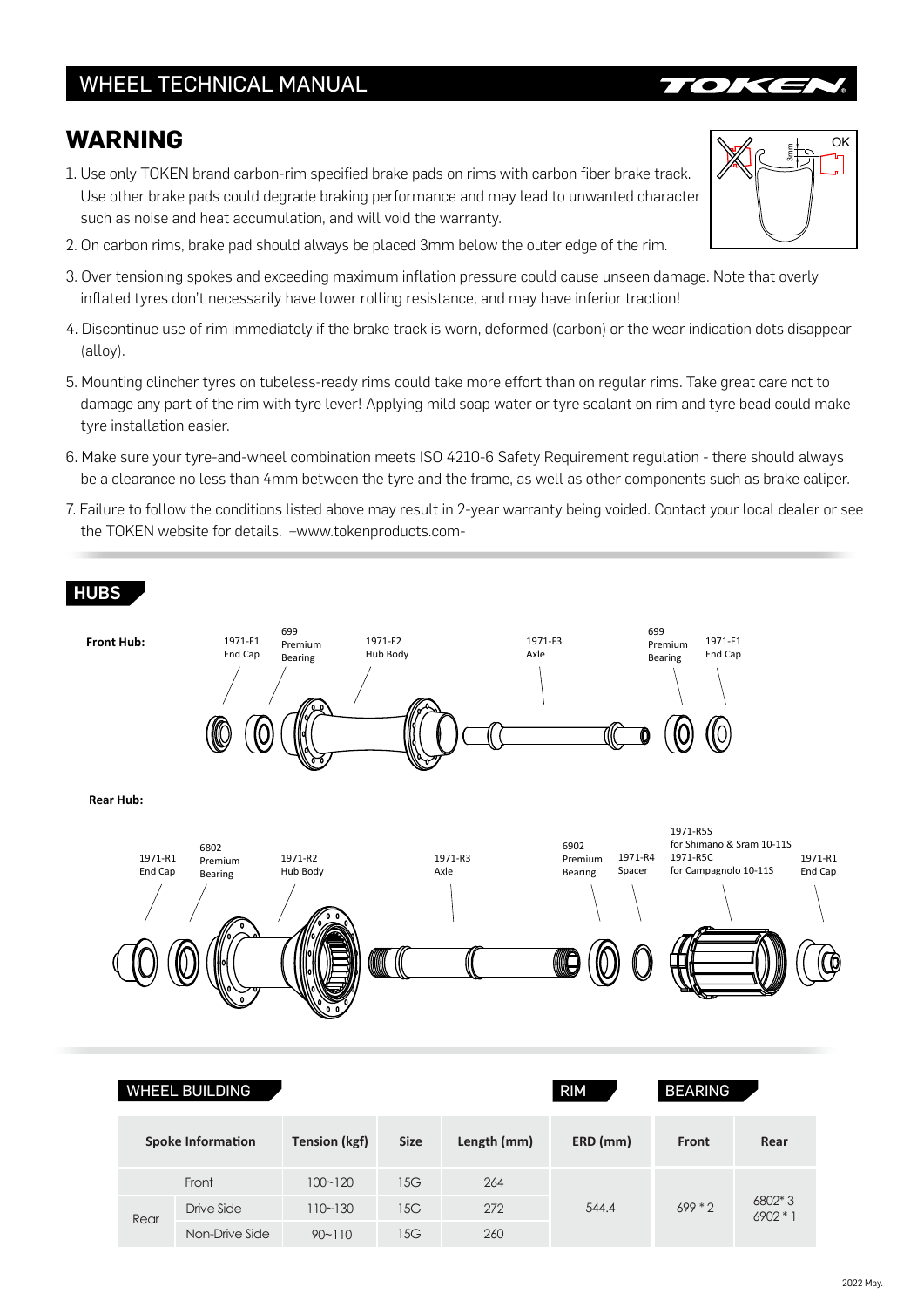# WHEEL TECHNICAL MANUAL

## WARNING

1. Use only TOKEN brand carbon-rim specified brake pads on rims with carbon fiber brake track. Use other brake pads could degrade braking performance and may lead to unwanted character such as noise and heat accumulation, and will void the warranty.
2. On carbon rims, brake pad should always be placed 3mm below the outer edge of the rim.
3. Over tensioning spokes and exceeding maximum inflation pressure could cause unseen damage. Note that overly inflated tyres don't necessarily have lower rolling resistance, and may have inferior traction!
4. Discontinue use of rim immediately if the brake track is worn, deformed (carbon) or the wear indication dots disappear (alloy).
5. Mounting clincher tyres on tubeless-ready rims could take more effort than on regular rims. Take great care not to damage any part of the rim with tyre lever! Applying mild soap water or tyre sealant on rim and tyre bead could make tyre installation easier.
6. Make sure your tyre-and-wheel combination meets ISO 4210-6 Safety Requirement regulation - there should always be a clearance no less than 4mm between the tyre and the frame, as well as other components such as brake caliper.
7. Failure to follow the conditions listed above may result in 2-year warranty being voided. Contact your local dealer or see the TOKEN website for details. –www.tokenproducts.com-

3mm
OK

## HUBS

**Front Hub:**

1971-F1 End Cap
699 Premium Bearing
1971-F2 Hub Body
1971-F3 Axle
699 Premium Bearing
1971-F1 End Cap

**Rear Hub:**

1971-R1 End Cap
6802 Premium Bearing
1971-R2 Hub Body
1971-R3 Axle
6902 Premium Bearing
1971-R4 Spacer
1971-R5S for Shimano & Sram 10-11S
1971-R5C for Campagnolo 10-11S
1971-R1 End Cap

## WHEEL BUILDING / RIM / BEARING

| Spoke Information | | Tension (kgf) | Size | Length (mm) | ERD (mm) | Front | Rear |
|---|---|---|---|---|---|---|---|
| Front | | 100~120 | 15G | 264 | 544.4 | 699 * 2 | 6802* 3<br>6902 * 1 |
| Rear | Drive Side | 110~130 | 15G | 272 | | | |
| | Non-Drive Side | 90~110 | 15G | 260 | | | |

2022 May.